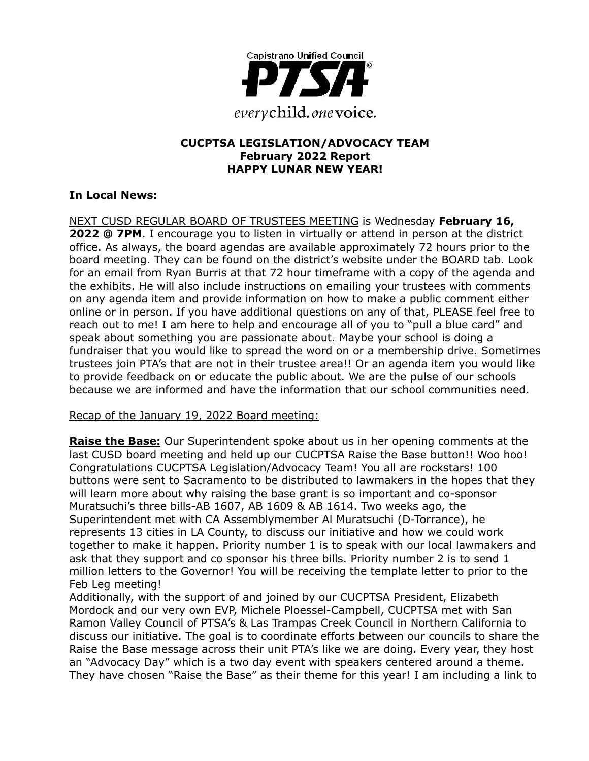Capistrano Unified Council PTSA

*every child. one voice.*

**CUCPTSA LEGISLATION/ADVOCACY TEAM**
**February 2022 Report**
**HAPPY LUNAR NEW YEAR!**

**In Local News:**

NEXT CUSD REGULAR BOARD OF TRUSTEES MEETING is Wednesday **February 16, 2022 @ 7PM**. I encourage you to listen in virtually or attend in person at the district office. As always, the board agendas are available approximately 72 hours prior to the board meeting. They can be found on the district's website under the BOARD tab. Look for an email from Ryan Burris at that 72 hour timeframe with a copy of the agenda and the exhibits. He will also include instructions on emailing your trustees with comments on any agenda item and provide information on how to make a public comment either online or in person. If you have additional questions on any of that, PLEASE feel free to reach out to me! I am here to help and encourage all of you to "pull a blue card" and speak about something you are passionate about. Maybe your school is doing a fundraiser that you would like to spread the word on or a membership drive. Sometimes trustees join PTA's that are not in their trustee area!! Or an agenda item you would like to provide feedback on or educate the public about. We are the pulse of our schools because we are informed and have the information that our school communities need.

Recap of the January 19, 2022 Board meeting:

**Raise the Base:** Our Superintendent spoke about us in her opening comments at the last CUSD board meeting and held up our CUCPTSA Raise the Base button!! Woo hoo! Congratulations CUCPTSA Legislation/Advocacy Team! You all are rockstars! 100 buttons were sent to Sacramento to be distributed to lawmakers in the hopes that they will learn more about why raising the base grant is so important and co-sponsor Muratsuchi's three bills-AB 1607, AB 1609 & AB 1614. Two weeks ago, the Superintendent met with CA Assemblymember Al Muratsuchi (D-Torrance), he represents 13 cities in LA County, to discuss our initiative and how we could work together to make it happen. Priority number 1 is to speak with our local lawmakers and ask that they support and co sponsor his three bills. Priority number 2 is to send 1 million letters to the Governor! You will be receiving the template letter to prior to the Feb Leg meeting!
Additionally, with the support of and joined by our CUCPTSA President, Elizabeth Mordock and our very own EVP, Michele Ploessel-Campbell, CUCPTSA met with San Ramon Valley Council of PTSA's & Las Trampas Creek Council in Northern California to discuss our initiative. The goal is to coordinate efforts between our councils to share the Raise the Base message across their unit PTA's like we are doing. Every year, they host an "Advocacy Day" which is a two day event with speakers centered around a theme. They have chosen "Raise the Base" as their theme for this year! I am including a link to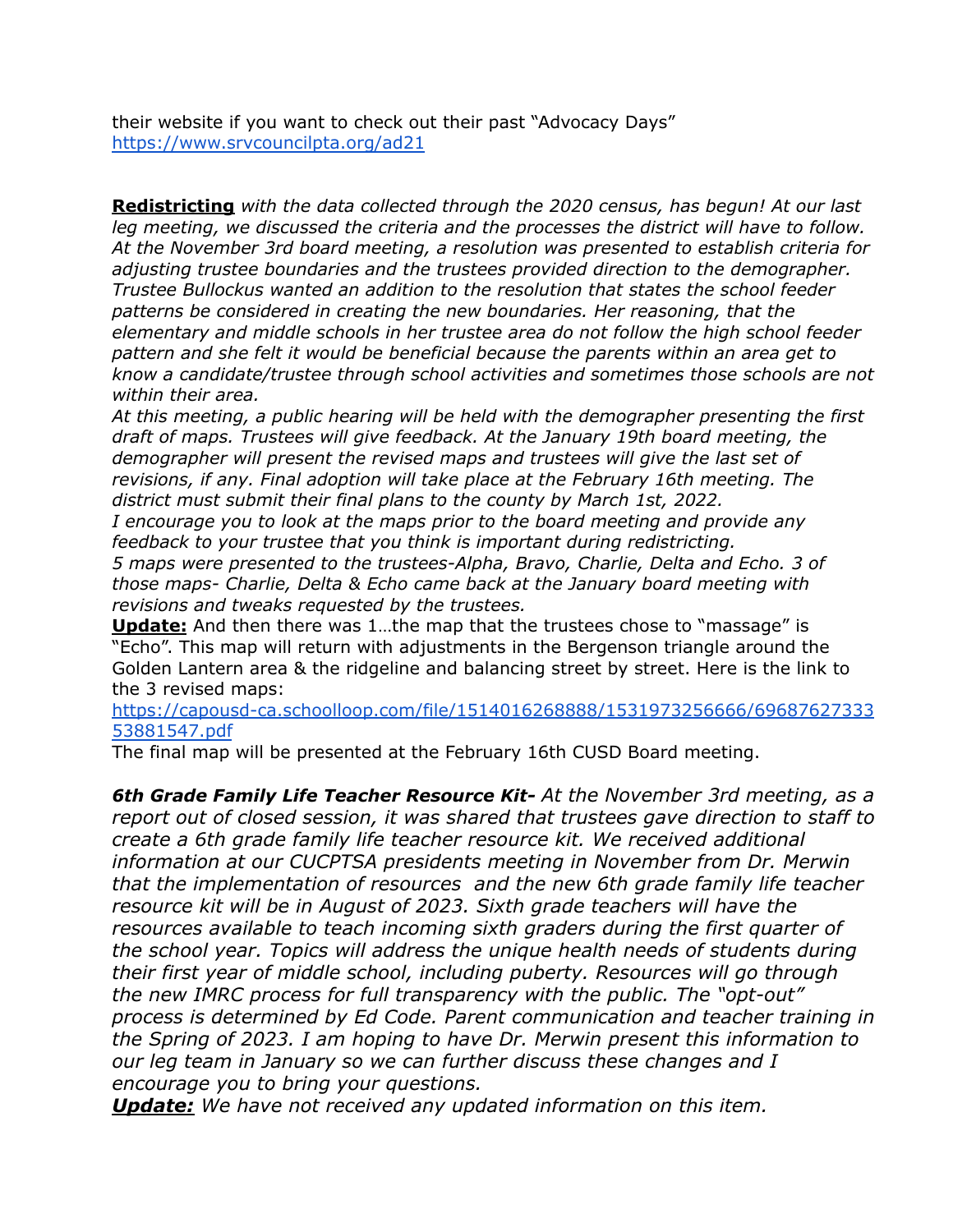their website if you want to check out their past "Advocacy Days" https://www.srvcouncilpta.org/ad21

**Redistricting** *with the data collected through the 2020 census, has begun! At our last leg meeting, we discussed the criteria and the processes the district will have to follow. At the November 3rd board meeting, a resolution was presented to establish criteria for adjusting trustee boundaries and the trustees provided direction to the demographer. Trustee Bullockus wanted an addition to the resolution that states the school feeder patterns be considered in creating the new boundaries. Her reasoning, that the elementary and middle schools in her trustee area do not follow the high school feeder pattern and she felt it would be beneficial because the parents within an area get to know a candidate/trustee through school activities and sometimes those schools are not within their area.*
*At this meeting, a public hearing will be held with the demographer presenting the first draft of maps. Trustees will give feedback. At the January 19th board meeting, the demographer will present the revised maps and trustees will give the last set of revisions, if any. Final adoption will take place at the February 16th meeting. The district must submit their final plans to the county by March 1st, 2022.*
*I encourage you to look at the maps prior to the board meeting and provide any feedback to your trustee that you think is important during redistricting.*
*5 maps were presented to the trustees-Alpha, Bravo, Charlie, Delta and Echo. 3 of those maps- Charlie, Delta & Echo came back at the January board meeting with revisions and tweaks requested by the trustees.*
**Update:** And then there was 1…the map that the trustees chose to "massage" is "Echo". This map will return with adjustments in the Bergenson triangle around the Golden Lantern area & the ridgeline and balancing street by street. Here is the link to the 3 revised maps:
https://capousd-ca.schoolloop.com/file/1514016268888/1531973256666/6968762733353881547.pdf
The final map will be presented at the February 16th CUSD Board meeting.

***6th Grade Family Life Teacher Resource Kit-*** *At the November 3rd meeting, as a report out of closed session, it was shared that trustees gave direction to staff to create a 6th grade family life teacher resource kit. We received additional information at our CUCPTSA presidents meeting in November from Dr. Merwin that the implementation of resources and the new 6th grade family life teacher resource kit will be in August of 2023. Sixth grade teachers will have the resources available to teach incoming sixth graders during the first quarter of the school year. Topics will address the unique health needs of students during their first year of middle school, including puberty. Resources will go through the new IMRC process for full transparency with the public. The "opt-out" process is determined by Ed Code. Parent communication and teacher training in the Spring of 2023. I am hoping to have Dr. Merwin present this information to our leg team in January so we can further discuss these changes and I encourage you to bring your questions.*
***Update:*** *We have not received any updated information on this item.*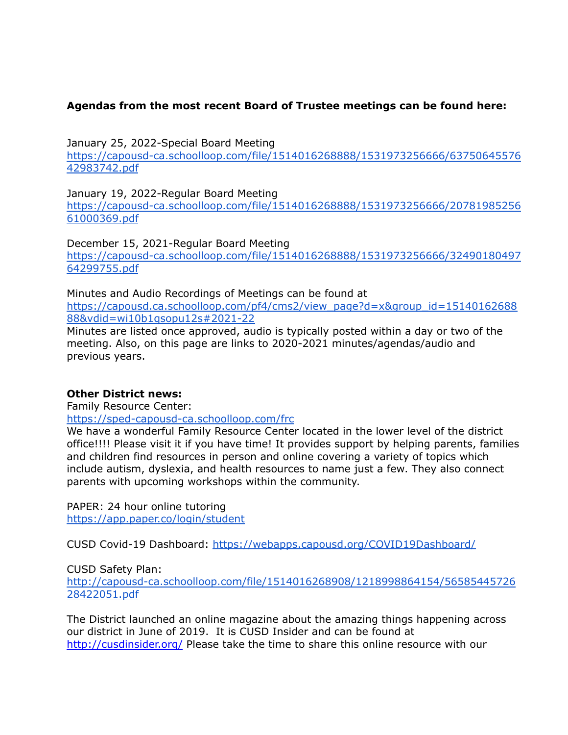**Agendas from the most recent Board of Trustee meetings can be found here:**

January 25, 2022-Special Board Meeting
https://capousd-ca.schoolloop.com/file/1514016268888/1531973256666/6375064557642983742.pdf

January 19, 2022-Regular Board Meeting
https://capousd-ca.schoolloop.com/file/1514016268888/1531973256666/2078198525661000369.pdf

December 15, 2021-Regular Board Meeting
https://capousd-ca.schoolloop.com/file/1514016268888/1531973256666/3249018049764299755.pdf

Minutes and Audio Recordings of Meetings can be found at
https://capousd.ca.schoolloop.com/pf4/cms2/view_page?d=x&group_id=1514016268888&vdid=wi10b1qsopu12s#2021-22
Minutes are listed once approved, audio is typically posted within a day or two of the meeting. Also, on this page are links to 2020-2021 minutes/agendas/audio and previous years.

**Other District news:**
Family Resource Center:
https://sped-capousd-ca.schoolloop.com/frc
We have a wonderful Family Resource Center located in the lower level of the district office!!!! Please visit it if you have time! It provides support by helping parents, families and children find resources in person and online covering a variety of topics which include autism, dyslexia, and health resources to name just a few. They also connect parents with upcoming workshops within the community.

PAPER: 24 hour online tutoring
https://app.paper.co/login/student

CUSD Covid-19 Dashboard: https://webapps.capousd.org/COVID19Dashboard/

CUSD Safety Plan:
http://capousd-ca.schoolloop.com/file/1514016268908/1218998864154/5658544572628422051.pdf

The District launched an online magazine about the amazing things happening across our district in June of 2019. It is CUSD Insider and can be found at http://cusdinsider.org/ Please take the time to share this online resource with our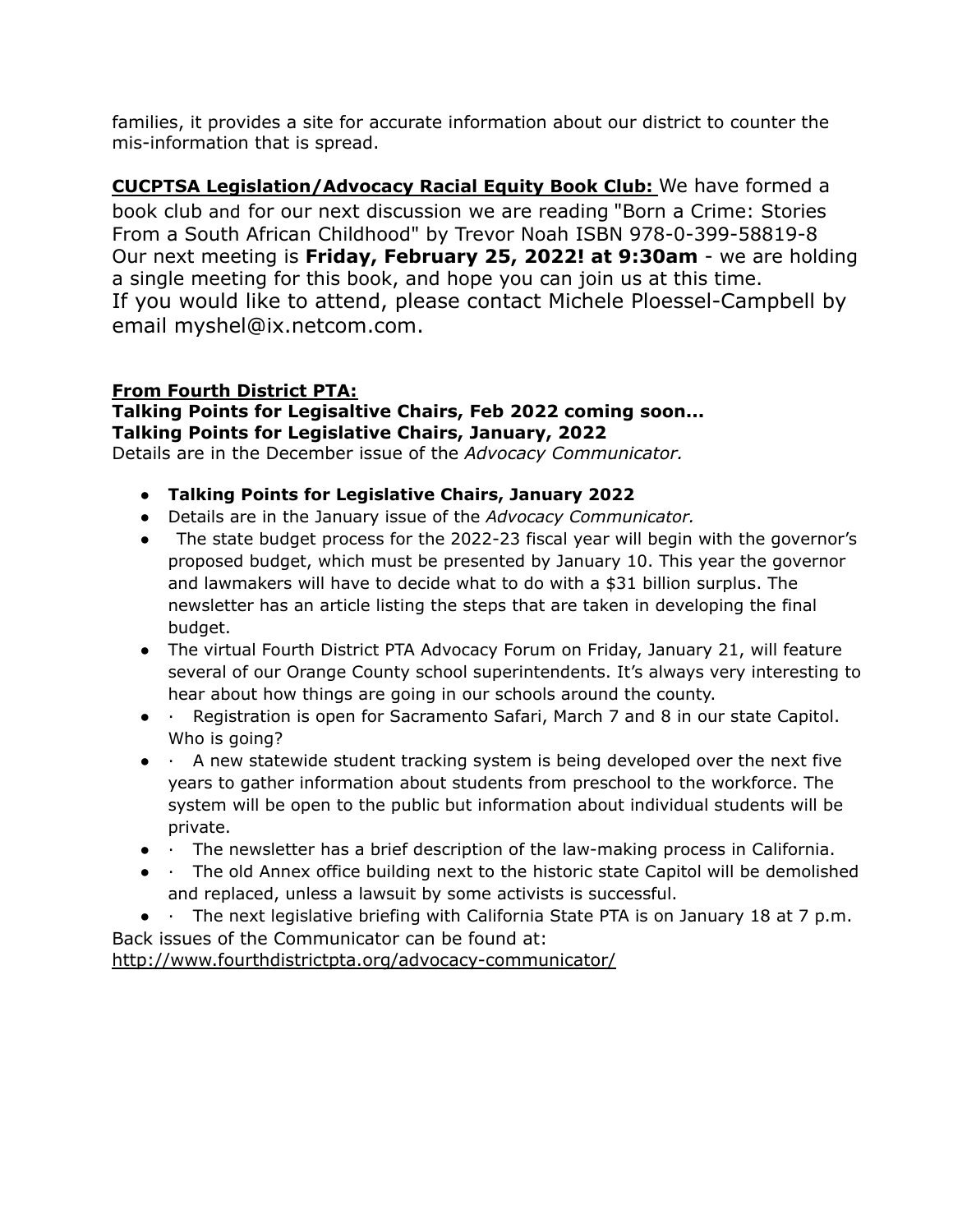families, it provides a site for accurate information about our district to counter the mis-information that is spread.

**CUCPTSA Legislation/Advocacy Racial Equity Book Club:** We have formed a book club and for our next discussion we are reading "Born a Crime: Stories From a South African Childhood" by Trevor Noah ISBN 978-0-399-58819-8 Our next meeting is **Friday, February 25, 2022! at 9:30am** - we are holding a single meeting for this book, and hope you can join us at this time. If you would like to attend, please contact Michele Ploessel-Campbell by email myshel@ix.netcom.com.

**From Fourth District PTA:**
**Talking Points for Legisaltive Chairs, Feb 2022 coming soon...**
**Talking Points for Legislative Chairs, January, 2022**
Details are in the December issue of the *Advocacy Communicator.*

- **Talking Points for Legislative Chairs, January 2022**
- Details are in the January issue of the *Advocacy Communicator.*
- The state budget process for the 2022-23 fiscal year will begin with the governor's proposed budget, which must be presented by January 10. This year the governor and lawmakers will have to decide what to do with a $31 billion surplus. The newsletter has an article listing the steps that are taken in developing the final budget.
- The virtual Fourth District PTA Advocacy Forum on Friday, January 21, will feature several of our Orange County school superintendents. It's always very interesting to hear about how things are going in our schools around the county.
- · Registration is open for Sacramento Safari, March 7 and 8 in our state Capitol. Who is going?
- · A new statewide student tracking system is being developed over the next five years to gather information about students from preschool to the workforce. The system will be open to the public but information about individual students will be private.
- · The newsletter has a brief description of the law-making process in California.
- · The old Annex office building next to the historic state Capitol will be demolished and replaced, unless a lawsuit by some activists is successful.
- · The next legislative briefing with California State PTA is on January 18 at 7 p.m.

Back issues of the Communicator can be found at:
http://www.fourthdistrictpta.org/advocacy-communicator/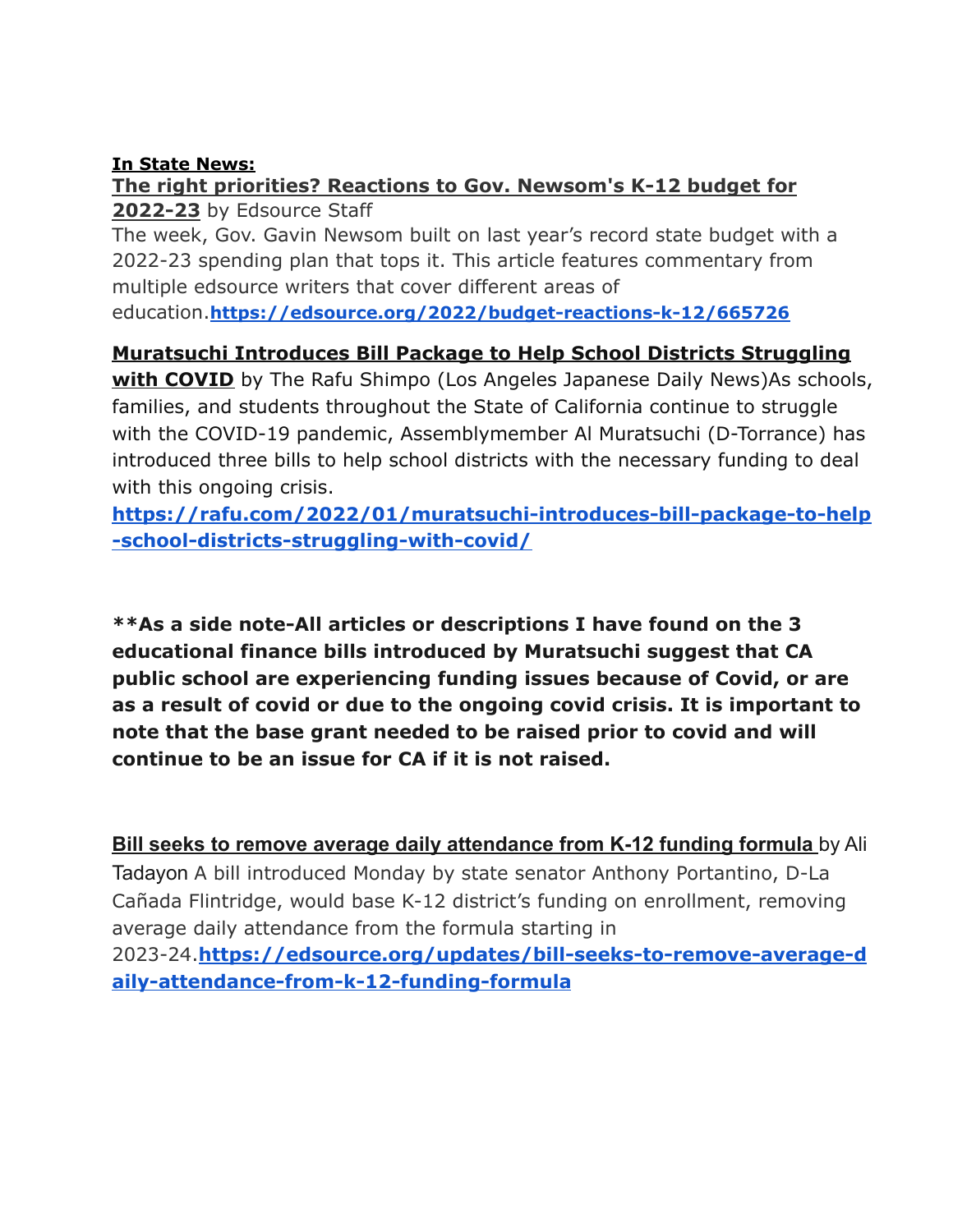**In State News:**

**[The right priorities? Reactions to Gov. Newsom's K-12 budget for 2022-23](https://edsource.org/2022/budget-reactions-k-12/665726)** by Edsource Staff

The week, Gov. Gavin Newsom built on last year's record state budget with a 2022-23 spending plan that tops it. This article features commentary from multiple edsource writers that cover different areas of education.**https://edsource.org/2022/budget-reactions-k-12/665726**

**Muratsuchi Introduces Bill Package to Help School Districts Struggling with COVID** by The Rafu Shimpo (Los Angeles Japanese Daily News)As schools, families, and students throughout the State of California continue to struggle with the COVID-19 pandemic, Assemblymember Al Muratsuchi (D-Torrance) has introduced three bills to help school districts with the necessary funding to deal with this ongoing crisis.

**https://rafu.com/2022/01/muratsuchi-introduces-bill-package-to-help-school-districts-struggling-with-covid/**

****As a side note-All articles or descriptions I have found on the 3 educational finance bills introduced by Muratsuchi suggest that CA public school are experiencing funding issues because of Covid, or are as a result of covid or due to the ongoing covid crisis. It is important to note that the base grant needed to be raised prior to covid and will continue to be an issue for CA if it is not raised.**

**Bill seeks to remove average daily attendance from K-12 funding formula** by Ali Tadayon A bill introduced Monday by state senator Anthony Portantino, D-La Cañada Flintridge, would base K-12 district's funding on enrollment, removing average daily attendance from the formula starting in 2023-24.**https://edsource.org/updates/bill-seeks-to-remove-average-daily-attendance-from-k-12-funding-formula**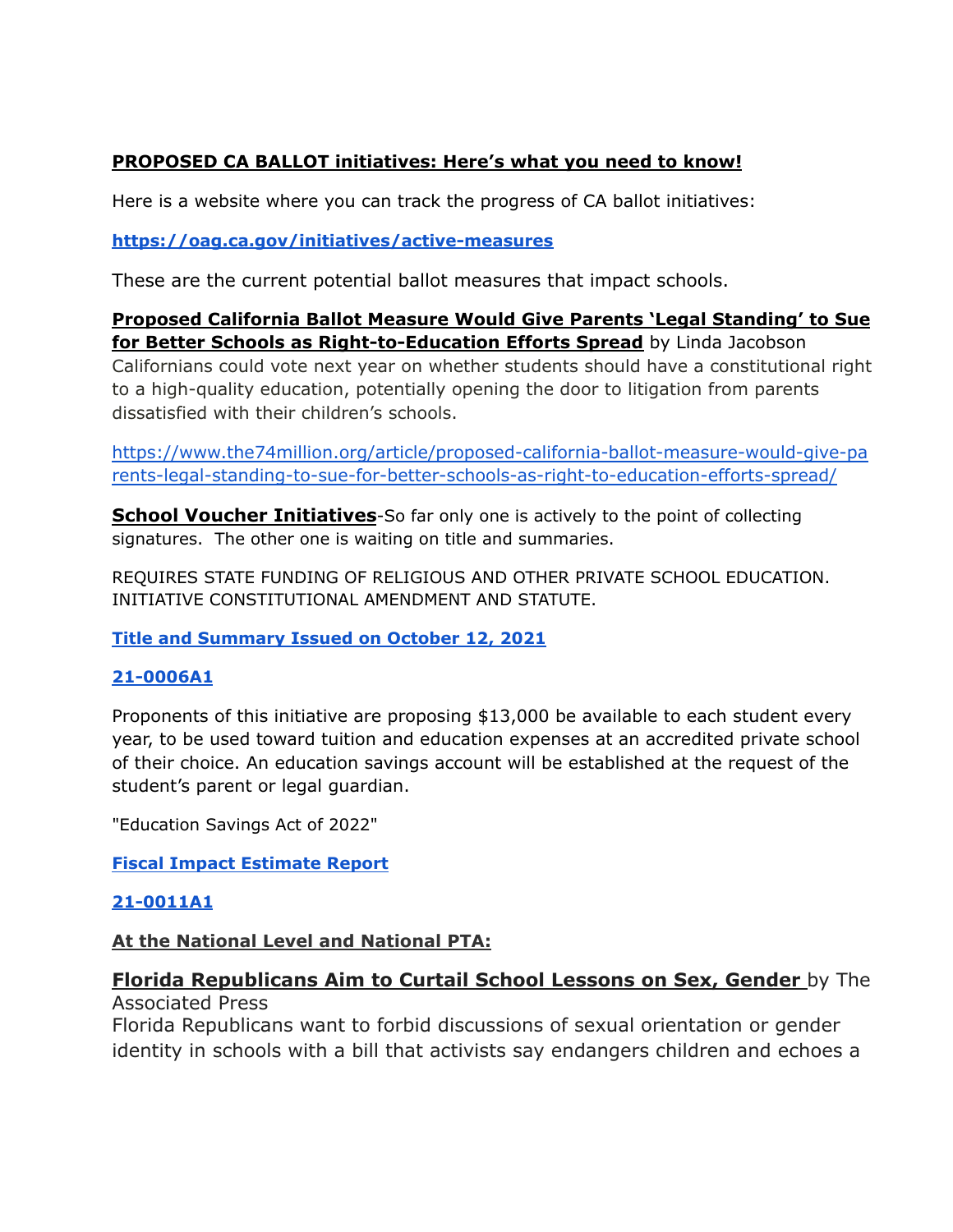**PROPOSED CA BALLOT initiatives: Here's what you need to know!**

Here is a website where you can track the progress of CA ballot initiatives:

**https://oag.ca.gov/initiatives/active-measures**

These are the current potential ballot measures that impact schools.

**Proposed California Ballot Measure Would Give Parents 'Legal Standing' to Sue for Better Schools as Right-to-Education Efforts Spread** by Linda Jacobson
Californians could vote next year on whether students should have a constitutional right to a high-quality education, potentially opening the door to litigation from parents dissatisfied with their children's schools.

https://www.the74million.org/article/proposed-california-ballot-measure-would-give-parents-legal-standing-to-sue-for-better-schools-as-right-to-education-efforts-spread/

**School Voucher Initiatives**-So far only one is actively to the point of collecting signatures. The other one is waiting on title and summaries.

REQUIRES STATE FUNDING OF RELIGIOUS AND OTHER PRIVATE SCHOOL EDUCATION. INITIATIVE CONSTITUTIONAL AMENDMENT AND STATUTE.

**Title and Summary Issued on October 12, 2021**

**21-0006A1**

Proponents of this initiative are proposing $13,000 be available to each student every year, to be used toward tuition and education expenses at an accredited private school of their choice. An education savings account will be established at the request of the student's parent or legal guardian.

"Education Savings Act of 2022"

**Fiscal Impact Estimate Report**

**21-0011A1**

**At the National Level and National PTA:**

**Florida Republicans Aim to Curtail School Lessons on Sex, Gender** by The Associated Press
Florida Republicans want to forbid discussions of sexual orientation or gender identity in schools with a bill that activists say endangers children and echoes a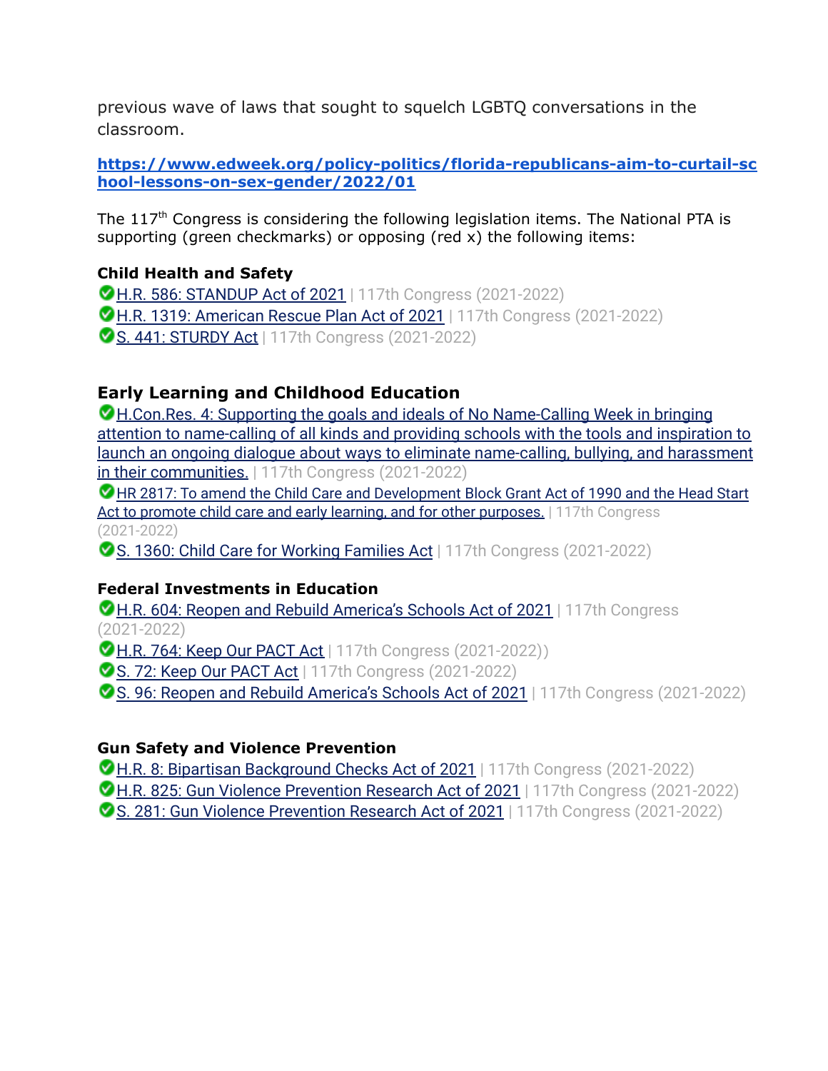previous wave of laws that sought to squelch LGBTQ conversations in the classroom.

**https://www.edweek.org/policy-politics/florida-republicans-aim-to-curtail-school-lessons-on-sex-gender/2022/01**

The 117th Congress is considering the following legislation items. The National PTA is supporting (green checkmarks) or opposing (red x) the following items:

**Child Health and Safety**

✅ H.R. 586: STANDUP Act of 2021 | 117th Congress (2021-2022)
✅ H.R. 1319: American Rescue Plan Act of 2021 | 117th Congress (2021-2022)
✅ S. 441: STURDY Act | 117th Congress (2021-2022)

## Early Learning and Childhood Education

✅ H.Con.Res. 4: Supporting the goals and ideals of No Name-Calling Week in bringing attention to name-calling of all kinds and providing schools with the tools and inspiration to launch an ongoing dialogue about ways to eliminate name-calling, bullying, and harassment in their communities. | 117th Congress (2021-2022)
✅ HR 2817: To amend the Child Care and Development Block Grant Act of 1990 and the Head Start Act to promote child care and early learning, and for other purposes. | 117th Congress (2021-2022)
✅ S. 1360: Child Care for Working Families Act | 117th Congress (2021-2022)

**Federal Investments in Education**

✅ H.R. 604: Reopen and Rebuild America's Schools Act of 2021 | 117th Congress (2021-2022)
✅ H.R. 764: Keep Our PACT Act | 117th Congress (2021-2022))
✅ S. 72: Keep Our PACT Act | 117th Congress (2021-2022)
✅ S. 96: Reopen and Rebuild America's Schools Act of 2021 | 117th Congress (2021-2022)

**Gun Safety and Violence Prevention**

✅ H.R. 8: Bipartisan Background Checks Act of 2021 | 117th Congress (2021-2022)
✅ H.R. 825: Gun Violence Prevention Research Act of 2021 | 117th Congress (2021-2022)
✅ S. 281: Gun Violence Prevention Research Act of 2021 | 117th Congress (2021-2022)